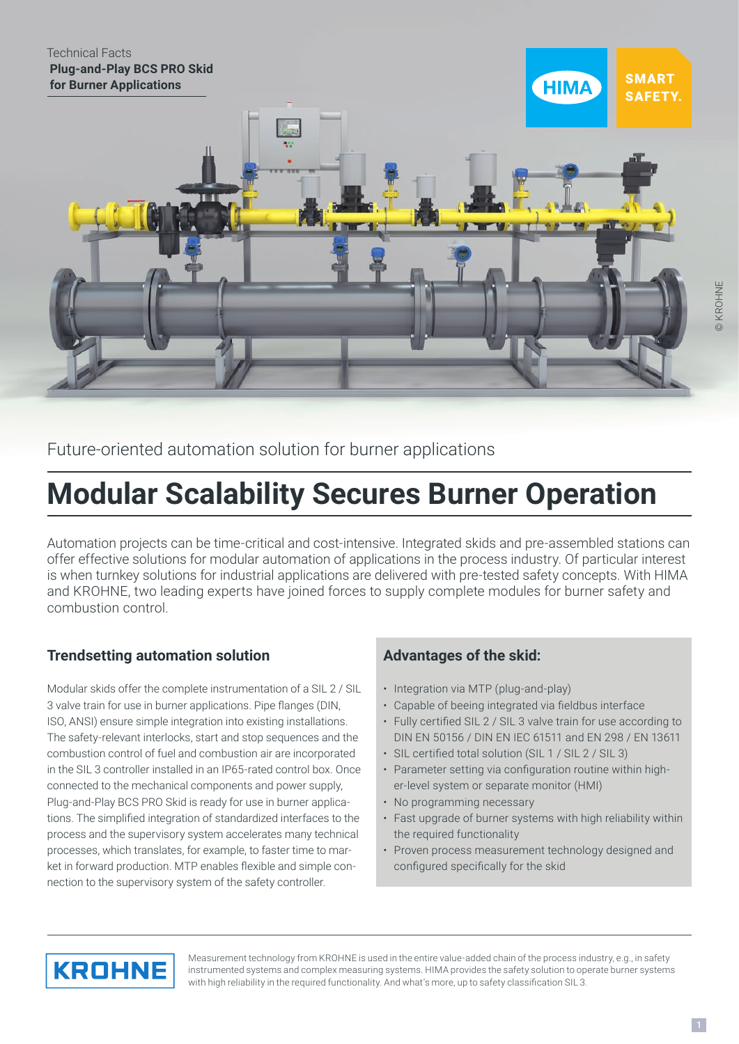Technical Facts
**Plug-and-Play BCS PRO Skid for Burner Applications**

HIMA SMART SAFETY.

© KROHNE

Future-oriented automation solution for burner applications

# Modular Scalability Secures Burner Operation

Automation projects can be time-critical and cost-intensive. Integrated skids and pre-assembled stations can offer effective solutions for modular automation of applications in the process industry. Of particular interest is when turnkey solutions for industrial applications are delivered with pre-tested safety concepts. With HIMA and KROHNE, two leading experts have joined forces to supply complete modules for burner safety and combustion control.

## Trendsetting automation solution

Modular skids offer the complete instrumentation of a SIL 2 / SIL 3 valve train for use in burner applications. Pipe flanges (DIN, ISO, ANSI) ensure simple integration into existing installations. The safety-relevant interlocks, start and stop sequences and the combustion control of fuel and combustion air are incorporated in the SIL 3 controller installed in an IP65-rated control box. Once connected to the mechanical components and power supply, Plug-and-Play BCS PRO Skid is ready for use in burner applications. The simplified integration of standardized interfaces to the process and the supervisory system accelerates many technical processes, which translates, for example, to faster time to market in forward production. MTP enables flexible and simple connection to the supervisory system of the safety controller.

## Advantages of the skid:

- Integration via MTP (plug-and-play)
- Capable of beeing integrated via fieldbus interface
- Fully certified SIL 2 / SIL 3 valve train for use according to DIN EN 50156 / DIN EN IEC 61511 and EN 298 / EN 13611
- SIL certified total solution (SIL 1 / SIL 2 / SIL 3)
- Parameter setting via configuration routine within higher-level system or separate monitor (HMI)
- No programming necessary
- Fast upgrade of burner systems with high reliability within the required functionality
- Proven process measurement technology designed and configured specifically for the skid

KROHNE

Measurement technology from KROHNE is used in the entire value-added chain of the process industry, e.g., in safety instrumented systems and complex measuring systems. HIMA provides the safety solution to operate burner systems with high reliability in the required functionality. And what's more, up to safety classification SIL 3.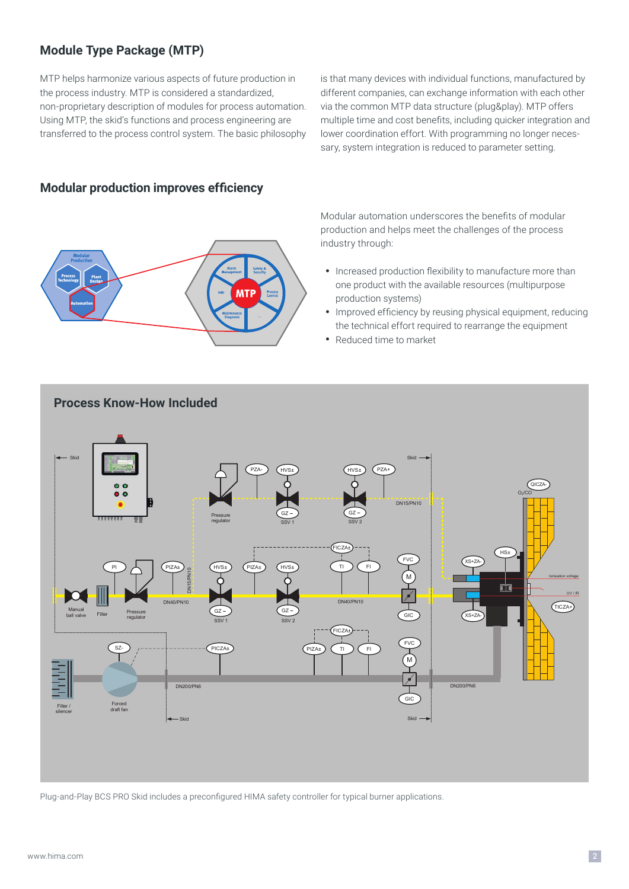## Module Type Package (MTP)

MTP helps harmonize various aspects of future production in the process industry. MTP is considered a standardized, non-proprietary description of modules for process automation. Using MTP, the skid's functions and process engineering are transferred to the process control system. The basic philosophy is that many devices with individual functions, manufactured by different companies, can exchange information with each other via the common MTP data structure (plug&play). MTP offers multiple time and cost benefits, including quicker integration and lower coordination effort. With programming no longer necessary, system integration is reduced to parameter setting.

## Modular production improves efficiency

Modular automation underscores the benefits of modular production and helps meet the challenges of the process industry through:

- Increased production flexibility to manufacture more than one product with the available resources (multipurpose production systems)
- Improved efficiency by reusing physical equipment, reducing the technical effort required to rearrange the equipment
- Reduced time to market

## Process Know-How Included

Plug-and-Play BCS PRO Skid includes a preconfigured HIMA safety controller for typical burner applications.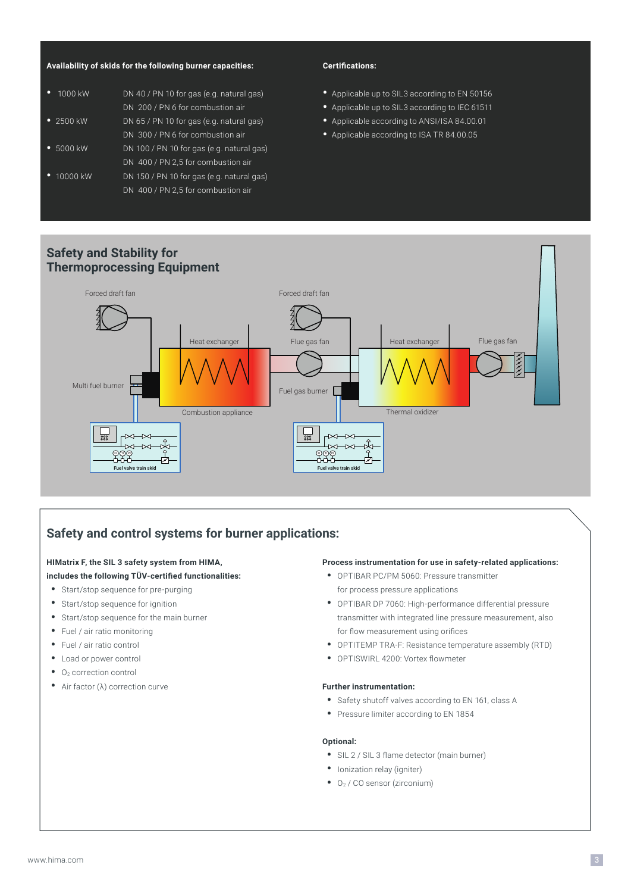**Availability of skids for the following burner capacities:**

| | |
|---|---|
| 1000 kW | DN 40 / PN 10 for gas (e.g. natural gas)<br>DN 200 / PN 6 for combustion air |
| 2500 kW | DN 65 / PN 10 for gas (e.g. natural gas)<br>DN 300 / PN 6 for combustion air |
| 5000 kW | DN 100 / PN 10 for gas (e.g. natural gas)<br>DN 400 / PN 2,5 for combustion air |
| 10000 kW | DN 150 / PN 10 for gas (e.g. natural gas)<br>DN 400 / PN 2,5 for combustion air |

**Certifications:**

- Applicable up to SIL3 according to EN 50156
- Applicable up to SIL3 according to IEC 61511
- Applicable according to ANSI/ISA 84.00.01
- Applicable according to ISA TR 84.00.05

## Safety and Stability for Thermoprocessing Equipment

Forced draft fan, Heat exchanger, Multi fuel burner, Combustion appliance, Fuel valve train skid, Forced draft fan, Flue gas fan, Fuel gas burner, Heat exchanger, Thermal oxidizer, Flue gas fan, Fuel valve train skid

## Safety and control systems for burner applications:

**HIMatrix F, the SIL 3 safety system from HIMA, includes the following TÜV-certified functionalities:**

- Start/stop sequence for pre-purging
- Start/stop sequence for ignition
- Start/stop sequence for the main burner
- Fuel / air ratio monitoring
- Fuel / air ratio control
- Load or power control
- $O_2$ correction control
- Air factor (λ) correction curve

**Process instrumentation for use in safety-related applications:**

- OPTIBAR PC/PM 5060: Pressure transmitter for process pressure applications
- OPTIBAR DP 7060: High-performance differential pressure transmitter with integrated line pressure measurement, also for flow measurement using orifices
- OPTITEMP TRA-F: Resistance temperature assembly (RTD)
- OPTISWIRL 4200: Vortex flowmeter

**Further instrumentation:**

- Safety shutoff valves according to EN 161, class A
- Pressure limiter according to EN 1854

**Optional:**

- SIL 2 / SIL 3 flame detector (main burner)
- Ionization relay (igniter)
- $O_2$ / CO sensor (zirconium)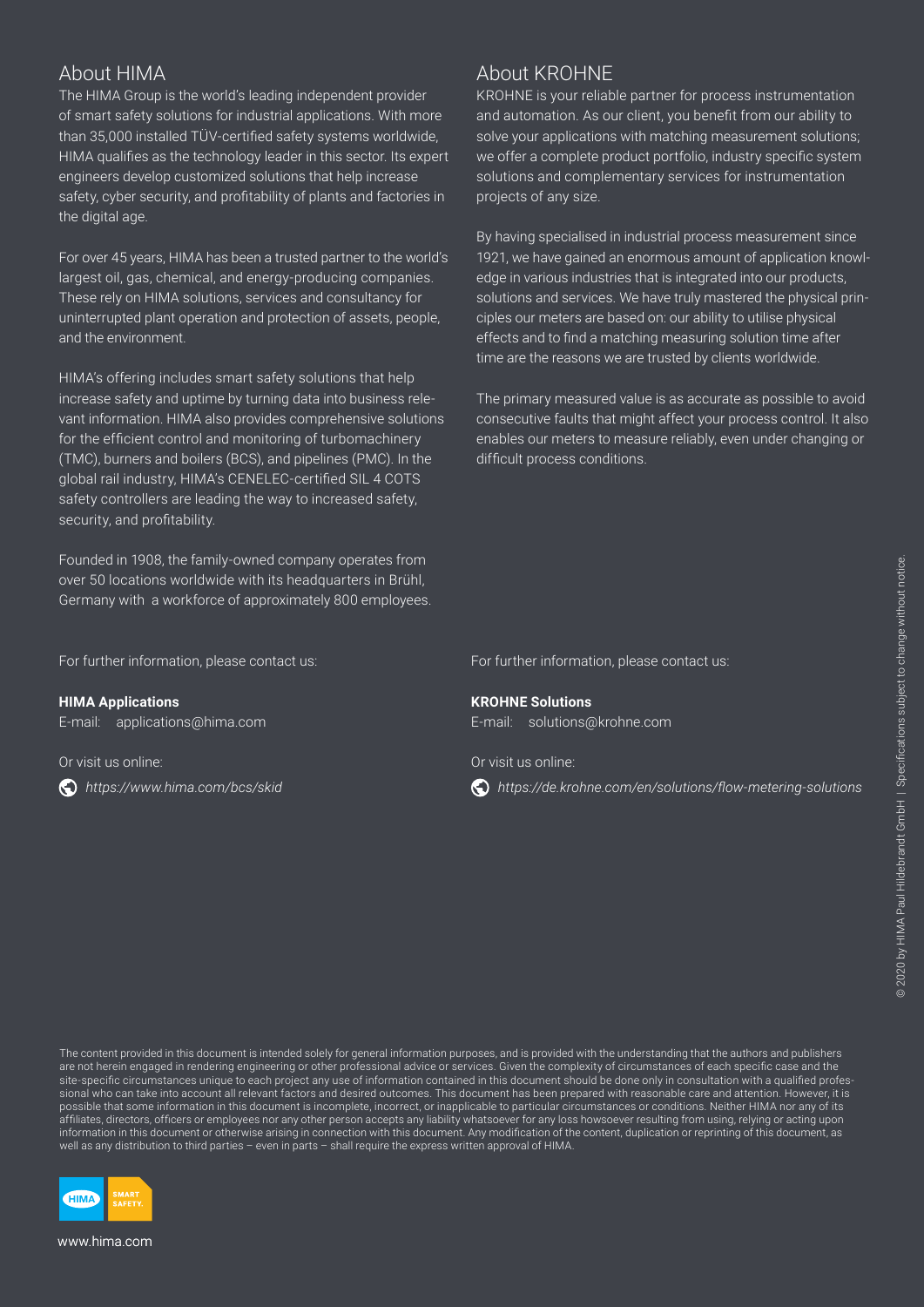## About HIMA

The HIMA Group is the world's leading independent provider of smart safety solutions for industrial applications. With more than 35,000 installed TÜV-certified safety systems worldwide, HIMA qualifies as the technology leader in this sector. Its expert engineers develop customized solutions that help increase safety, cyber security, and profitability of plants and factories in the digital age.

For over 45 years, HIMA has been a trusted partner to the world's largest oil, gas, chemical, and energy-producing companies. These rely on HIMA solutions, services and consultancy for uninterrupted plant operation and protection of assets, people, and the environment.

HIMA's offering includes smart safety solutions that help increase safety and uptime by turning data into business relevant information. HIMA also provides comprehensive solutions for the efficient control and monitoring of turbomachinery (TMC), burners and boilers (BCS), and pipelines (PMC). In the global rail industry, HIMA's CENELEC-certified SIL 4 COTS safety controllers are leading the way to increased safety, security, and profitability.

Founded in 1908, the family-owned company operates from over 50 locations worldwide with its headquarters in Brühl, Germany with a workforce of approximately 800 employees.

For further information, please contact us:

**HIMA Applications**
E-mail: applications@hima.com

Or visit us online:
*https://www.hima.com/bcs/skid*

## About KROHNE

KROHNE is your reliable partner for process instrumentation and automation. As our client, you benefit from our ability to solve your applications with matching measurement solutions; we offer a complete product portfolio, industry specific system solutions and complementary services for instrumentation projects of any size.

By having specialised in industrial process measurement since 1921, we have gained an enormous amount of application knowledge in various industries that is integrated into our products, solutions and services. We have truly mastered the physical principles our meters are based on: our ability to utilise physical effects and to find a matching measuring solution time after time are the reasons we are trusted by clients worldwide.

The primary measured value is as accurate as possible to avoid consecutive faults that might affect your process control. It also enables our meters to measure reliably, even under changing or difficult process conditions.

For further information, please contact us:

**KROHNE Solutions**
E-mail: solutions@krohne.com

Or visit us online:
*https://de.krohne.com/en/solutions/flow-metering-solutions*

The content provided in this document is intended solely for general information purposes, and is provided with the understanding that the authors and publishers are not herein engaged in rendering engineering or other professional advice or services. Given the complexity of circumstances of each specific case and the site-specific circumstances unique to each project any use of information contained in this document should be done only in consultation with a qualified professional who can take into account all relevant factors and desired outcomes. This document has been prepared with reasonable care and attention. However, it is possible that some information in this document is incomplete, incorrect, or inapplicable to particular circumstances or conditions. Neither HIMA nor any of its affiliates, directors, officers or employees nor any other person accepts any liability whatsoever for any loss howsoever resulting from using, relying or acting upon information in this document or otherwise arising in connection with this document. Any modification of the content, duplication or reprinting of this document, as well as any distribution to third parties – even in parts – shall require the express written approval of HIMA.

© 2020 by HIMA Paul Hildebrandt GmbH | Specifications subject to change without notice.

HIMA SMART SAFETY.

www.hima.com